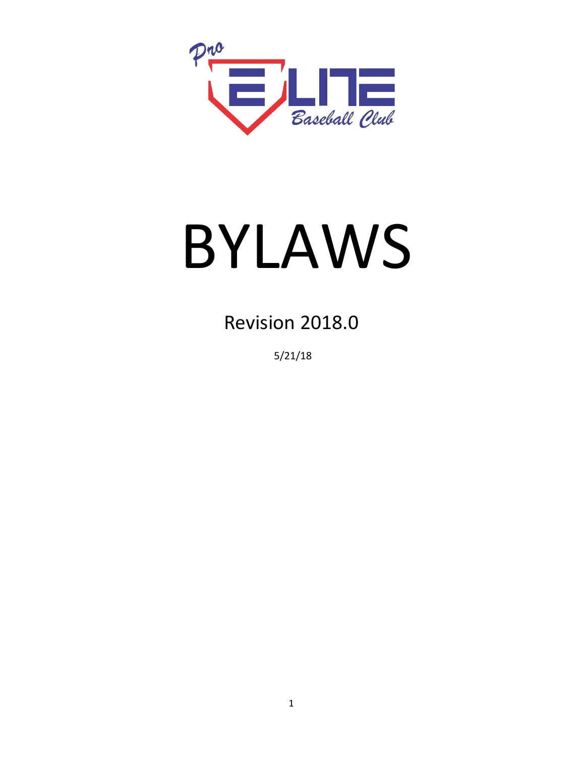Pro Elite Baseball Club

# BYLAWS

## Revision 2018.0

5/21/18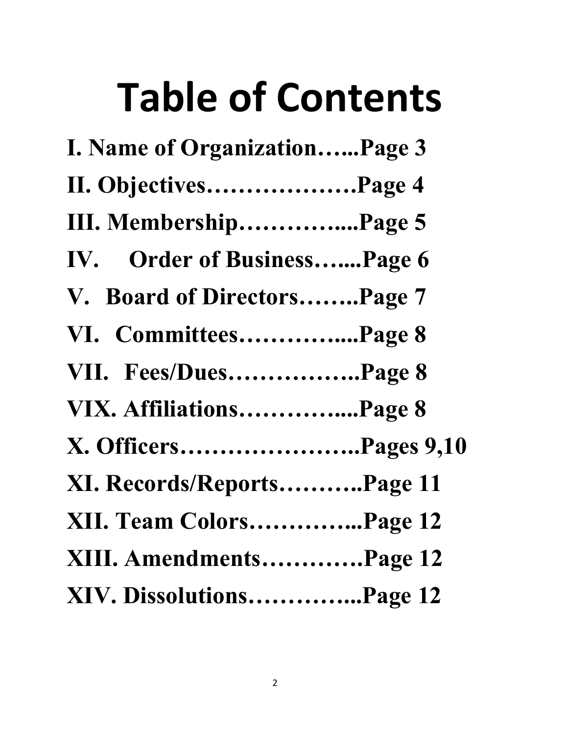# Table of Contents

**I. Name of Organization…...Page 3**

**II. Objectives……………….Page 4**

**III. Membership…………....Page 5**

**IV. Order of Business…....Page 6**

**V. Board of Directors……..Page 7**

**VI. Committees…………....Page 8**

**VII. Fees/Dues……………..Page 8**

**VIX. Affiliations…………....Page 8**

**X. Officers…………………..Pages 9,10**

**XI. Records/Reports………..Page 11**

**XII. Team Colors…………...Page 12**

**XIII. Amendments………….Page 12**

**XIV. Dissolutions…………...Page 12**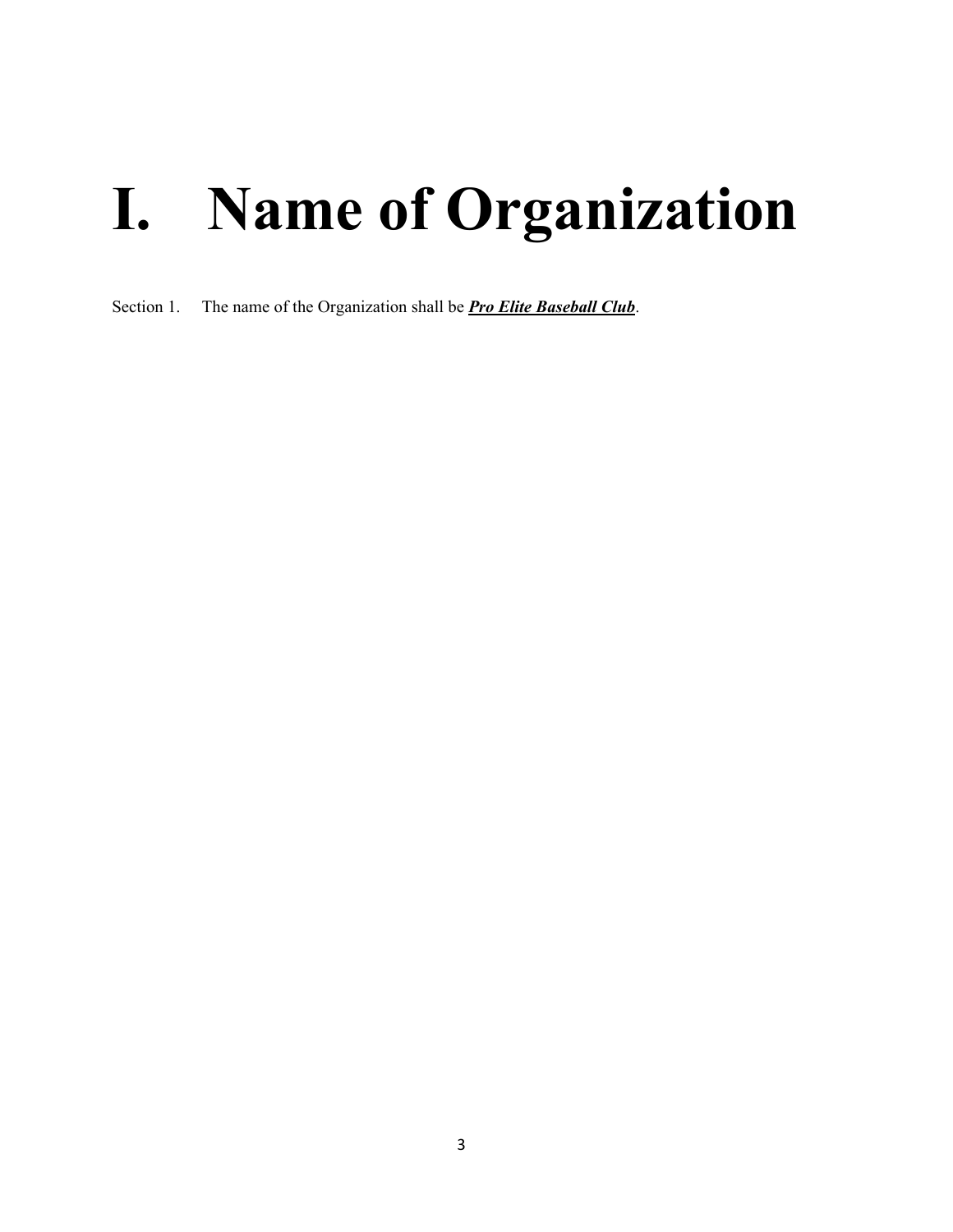# I. Name of Organization

Section 1. The name of the Organization shall be ***Pro Elite Baseball Club***.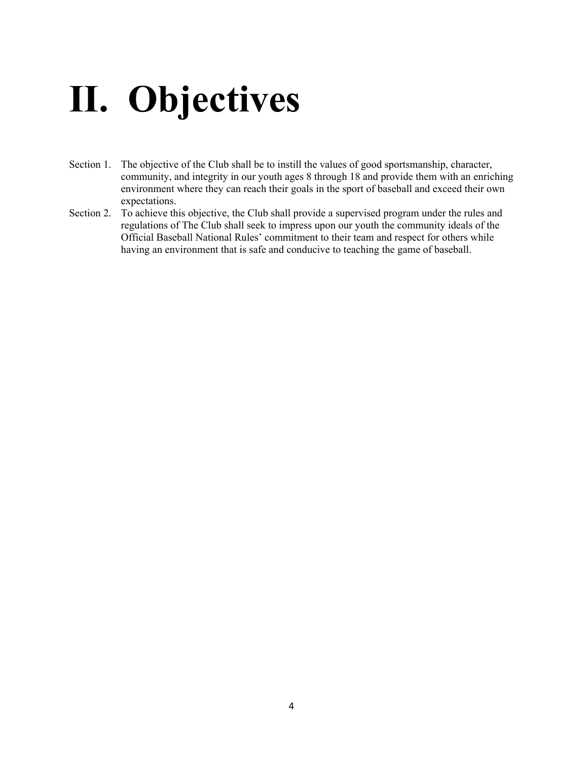# II. Objectives

Section 1. The objective of the Club shall be to instill the values of good sportsmanship, character, community, and integrity in our youth ages 8 through 18 and provide them with an enriching environment where they can reach their goals in the sport of baseball and exceed their own expectations.

Section 2. To achieve this objective, the Club shall provide a supervised program under the rules and regulations of The Club shall seek to impress upon our youth the community ideals of the Official Baseball National Rules' commitment to their team and respect for others while having an environment that is safe and conducive to teaching the game of baseball.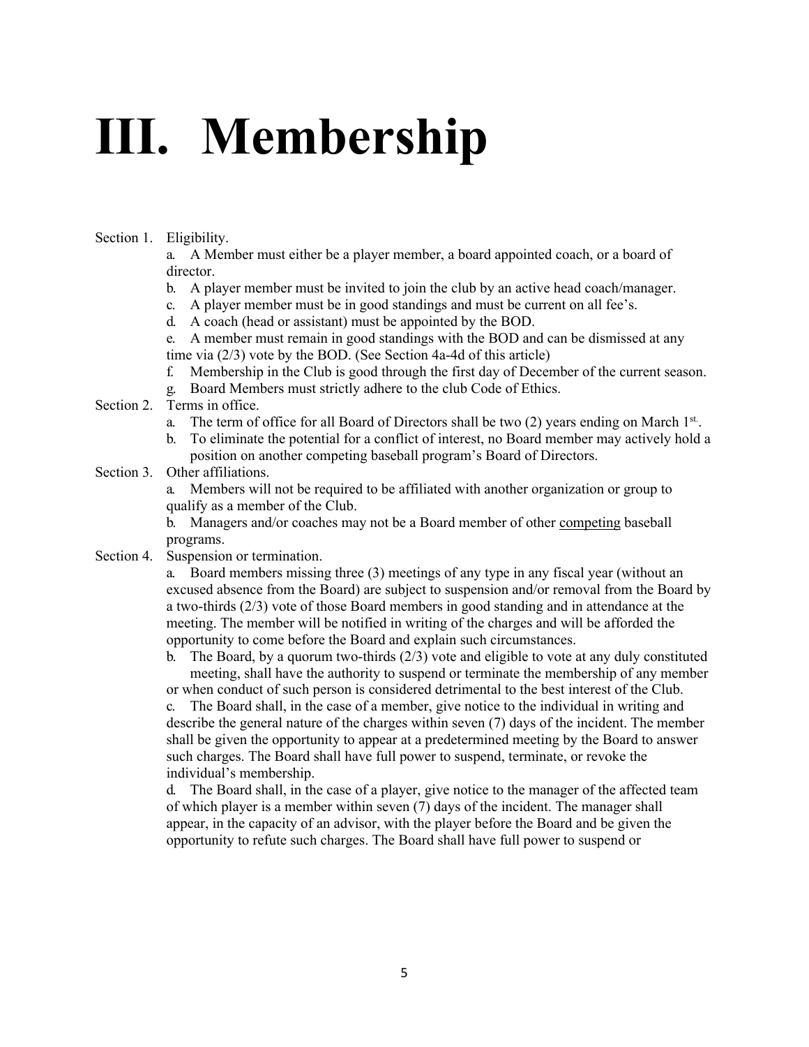# III. Membership

Section 1. Eligibility.

a. A Member must either be a player member, a board appointed coach, or a board of director.

b. A player member must be invited to join the club by an active head coach/manager.

c. A player member must be in good standings and must be current on all fee's.

d. A coach (head or assistant) must be appointed by the BOD.

e. A member must remain in good standings with the BOD and can be dismissed at any time via (2/3) vote by the BOD. (See Section 4a-4d of this article)

f. Membership in the Club is good through the first day of December of the current season.

g. Board Members must strictly adhere to the club Code of Ethics.

Section 2. Terms in office.

a. The term of office for all Board of Directors shall be two (2) years ending on March 1st.

b. To eliminate the potential for a conflict of interest, no Board member may actively hold a position on another competing baseball program's Board of Directors.

Section 3. Other affiliations.

a. Members will not be required to be affiliated with another organization or group to qualify as a member of the Club.

b. Managers and/or coaches may not be a Board member of other <u>competing</u> baseball programs.

Section 4. Suspension or termination.

a. Board members missing three (3) meetings of any type in any fiscal year (without an excused absence from the Board) are subject to suspension and/or removal from the Board by a two-thirds (2/3) vote of those Board members in good standing and in attendance at the meeting. The member will be notified in writing of the charges and will be afforded the opportunity to come before the Board and explain such circumstances.

b. The Board, by a quorum two-thirds (2/3) vote and eligible to vote at any duly constituted meeting, shall have the authority to suspend or terminate the membership of any member or when conduct of such person is considered detrimental to the best interest of the Club.

c. The Board shall, in the case of a member, give notice to the individual in writing and describe the general nature of the charges within seven (7) days of the incident. The member shall be given the opportunity to appear at a predetermined meeting by the Board to answer such charges. The Board shall have full power to suspend, terminate, or revoke the individual's membership.

d. The Board shall, in the case of a player, give notice to the manager of the affected team of which player is a member within seven (7) days of the incident. The manager shall appear, in the capacity of an advisor, with the player before the Board and be given the opportunity to refute such charges. The Board shall have full power to suspend or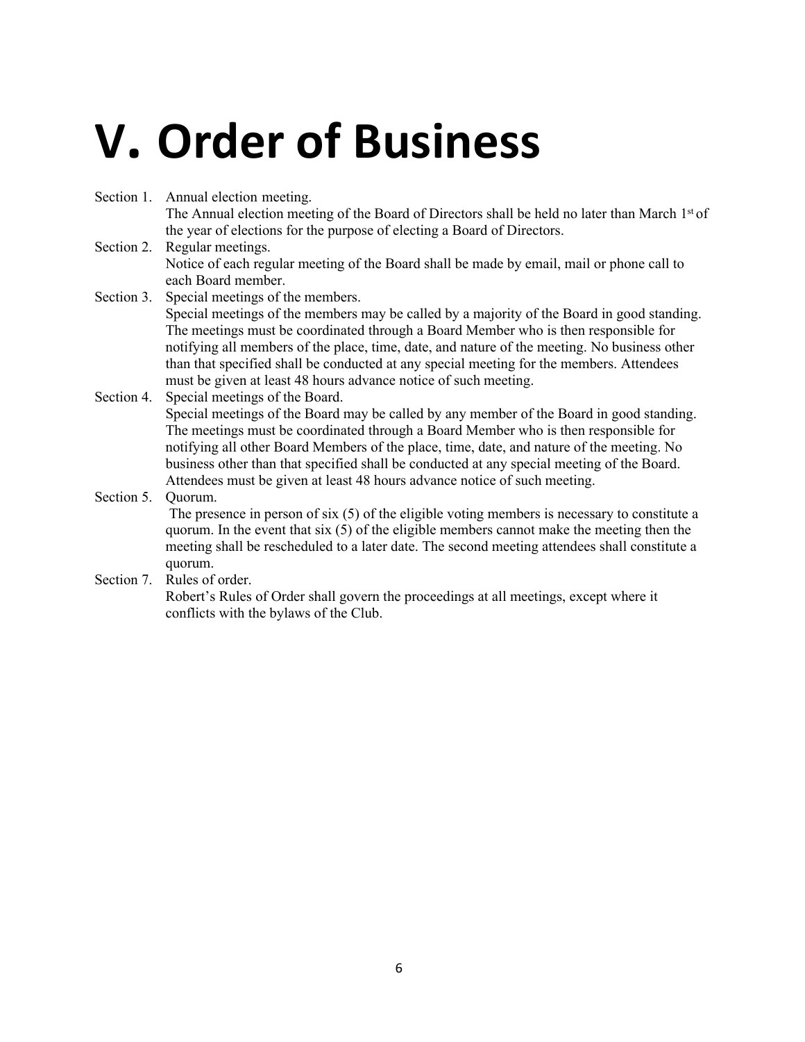# V. Order of Business

Section 1. Annual election meeting.
The Annual election meeting of the Board of Directors shall be held no later than March 1st of the year of elections for the purpose of electing a Board of Directors.

Section 2. Regular meetings.
Notice of each regular meeting of the Board shall be made by email, mail or phone call to each Board member.

Section 3. Special meetings of the members.
Special meetings of the members may be called by a majority of the Board in good standing. The meetings must be coordinated through a Board Member who is then responsible for notifying all members of the place, time, date, and nature of the meeting. No business other than that specified shall be conducted at any special meeting for the members. Attendees must be given at least 48 hours advance notice of such meeting.

Section 4. Special meetings of the Board.
Special meetings of the Board may be called by any member of the Board in good standing. The meetings must be coordinated through a Board Member who is then responsible for notifying all other Board Members of the place, time, date, and nature of the meeting. No business other than that specified shall be conducted at any special meeting of the Board. Attendees must be given at least 48 hours advance notice of such meeting.

Section 5. Quorum.
The presence in person of six (5) of the eligible voting members is necessary to constitute a quorum. In the event that six (5) of the eligible members cannot make the meeting then the meeting shall be rescheduled to a later date. The second meeting attendees shall constitute a quorum.

Section 7. Rules of order.
Robert's Rules of Order shall govern the proceedings at all meetings, except where it conflicts with the bylaws of the Club.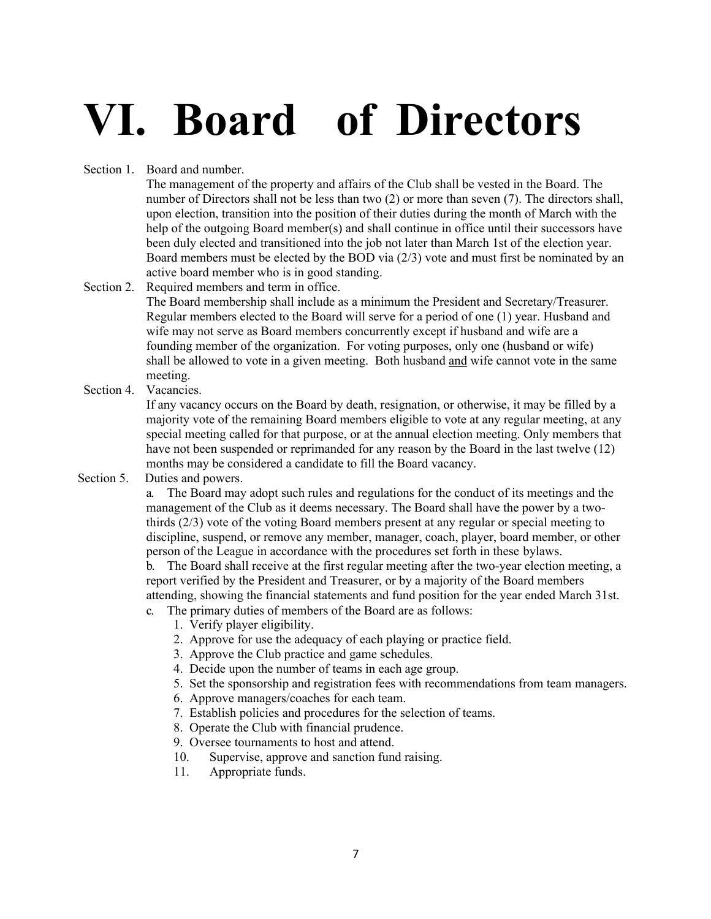# VI. Board of Directors

Section 1. Board and number.

The management of the property and affairs of the Club shall be vested in the Board. The number of Directors shall not be less than two (2) or more than seven (7). The directors shall, upon election, transition into the position of their duties during the month of March with the help of the outgoing Board member(s) and shall continue in office until their successors have been duly elected and transitioned into the job not later than March 1st of the election year. Board members must be elected by the BOD via (2/3) vote and must first be nominated by an active board member who is in good standing.

Section 2. Required members and term in office.

The Board membership shall include as a minimum the President and Secretary/Treasurer. Regular members elected to the Board will serve for a period of one (1) year. Husband and wife may not serve as Board members concurrently except if husband and wife are a founding member of the organization. For voting purposes, only one (husband or wife) shall be allowed to vote in a given meeting. Both husband <u>and</u> wife cannot vote in the same meeting.

Section 4. Vacancies.

If any vacancy occurs on the Board by death, resignation, or otherwise, it may be filled by a majority vote of the remaining Board members eligible to vote at any regular meeting, at any special meeting called for that purpose, or at the annual election meeting. Only members that have not been suspended or reprimanded for any reason by the Board in the last twelve (12) months may be considered a candidate to fill the Board vacancy.

Section 5. Duties and powers.

a. The Board may adopt such rules and regulations for the conduct of its meetings and the management of the Club as it deems necessary. The Board shall have the power by a two-thirds (2/3) vote of the voting Board members present at any regular or special meeting to discipline, suspend, or remove any member, manager, coach, player, board member, or other person of the League in accordance with the procedures set forth in these bylaws.

b. The Board shall receive at the first regular meeting after the two-year election meeting, a report verified by the President and Treasurer, or by a majority of the Board members attending, showing the financial statements and fund position for the year ended March 31st.

c. The primary duties of members of the Board are as follows:

1. Verify player eligibility.
2. Approve for use the adequacy of each playing or practice field.
3. Approve the Club practice and game schedules.
4. Decide upon the number of teams in each age group.
5. Set the sponsorship and registration fees with recommendations from team managers.
6. Approve managers/coaches for each team.
7. Establish policies and procedures for the selection of teams.
8. Operate the Club with financial prudence.
9. Oversee tournaments to host and attend.
10. Supervise, approve and sanction fund raising.
11. Appropriate funds.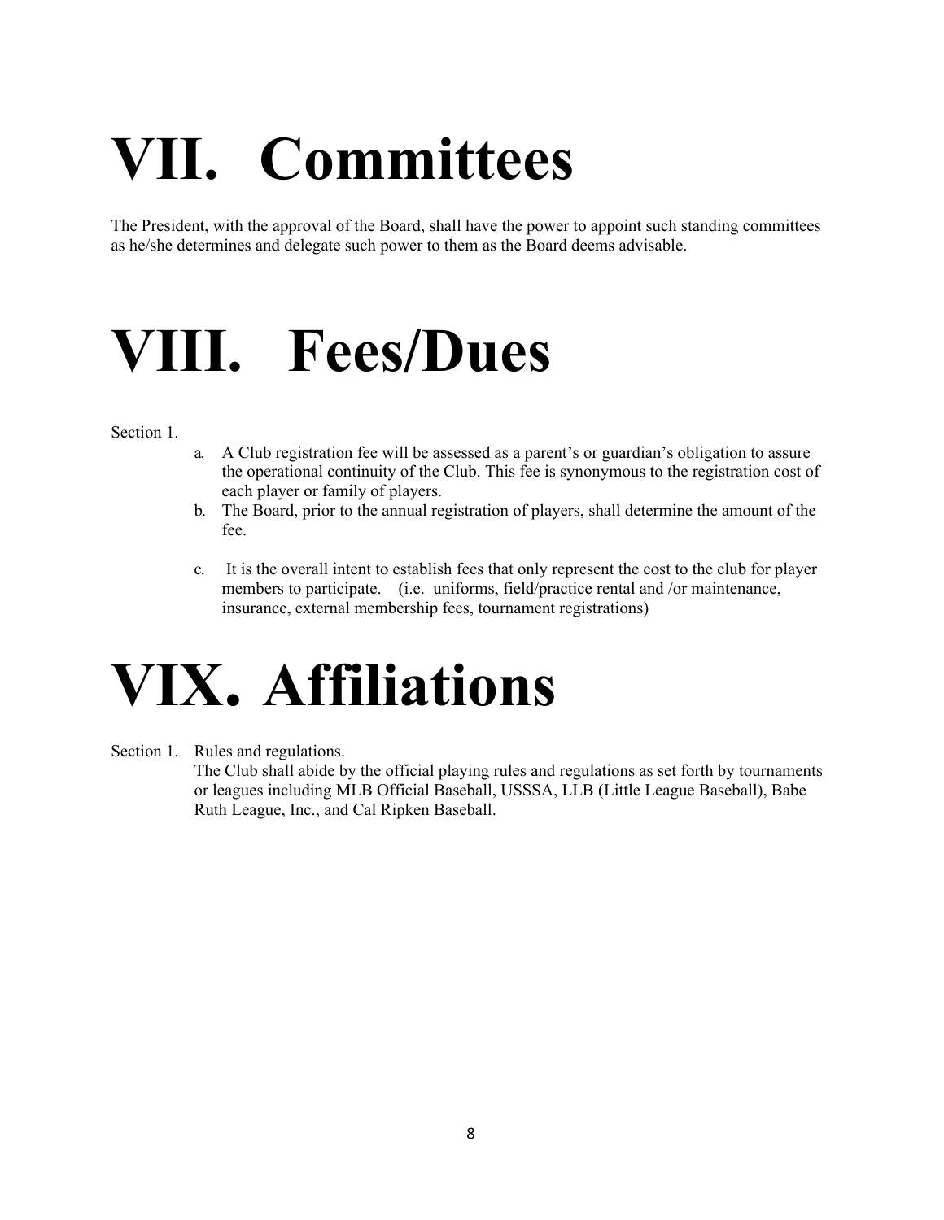# VII. Committees

The President, with the approval of the Board, shall have the power to appoint such standing committees as he/she determines and delegate such power to them as the Board deems advisable.

# VIII. Fees/Dues

Section 1.

a. A Club registration fee will be assessed as a parent's or guardian's obligation to assure the operational continuity of the Club. This fee is synonymous to the registration cost of each player or family of players.
b. The Board, prior to the annual registration of players, shall determine the amount of the fee.

c. It is the overall intent to establish fees that only represent the cost to the club for player members to participate. (i.e. uniforms, field/practice rental and /or maintenance, insurance, external membership fees, tournament registrations)

# VIX. Affiliations

Section 1. Rules and regulations.

The Club shall abide by the official playing rules and regulations as set forth by tournaments or leagues including MLB Official Baseball, USSSA, LLB (Little League Baseball), Babe Ruth League, Inc., and Cal Ripken Baseball.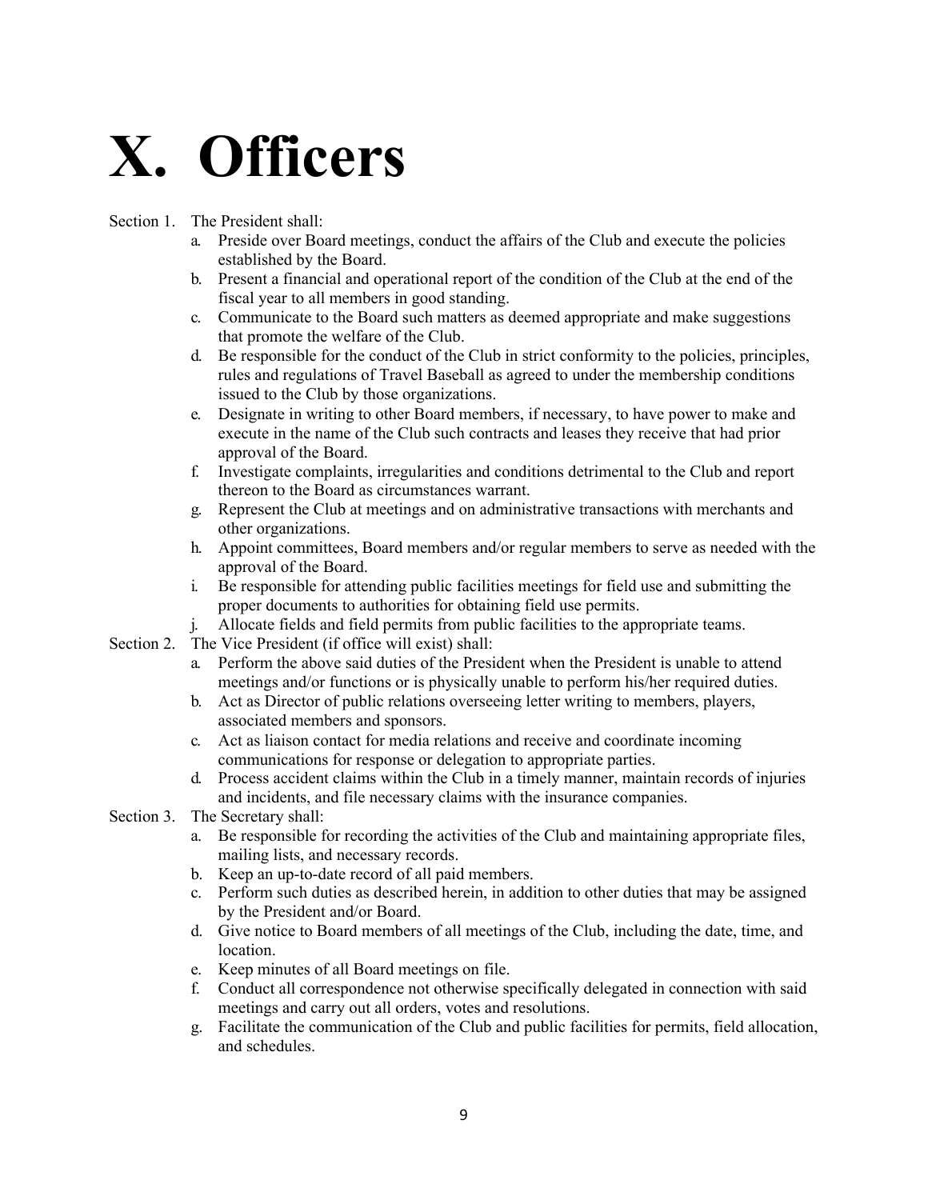# X. Officers

Section 1. The President shall:

a. Preside over Board meetings, conduct the affairs of the Club and execute the policies established by the Board.
b. Present a financial and operational report of the condition of the Club at the end of the fiscal year to all members in good standing.
c. Communicate to the Board such matters as deemed appropriate and make suggestions that promote the welfare of the Club.
d. Be responsible for the conduct of the Club in strict conformity to the policies, principles, rules and regulations of Travel Baseball as agreed to under the membership conditions issued to the Club by those organizations.
e. Designate in writing to other Board members, if necessary, to have power to make and execute in the name of the Club such contracts and leases they receive that had prior approval of the Board.
f. Investigate complaints, irregularities and conditions detrimental to the Club and report thereon to the Board as circumstances warrant.
g. Represent the Club at meetings and on administrative transactions with merchants and other organizations.
h. Appoint committees, Board members and/or regular members to serve as needed with the approval of the Board.
i. Be responsible for attending public facilities meetings for field use and submitting the proper documents to authorities for obtaining field use permits.
j. Allocate fields and field permits from public facilities to the appropriate teams.

Section 2. The Vice President (if office will exist) shall:

a. Perform the above said duties of the President when the President is unable to attend meetings and/or functions or is physically unable to perform his/her required duties.
b. Act as Director of public relations overseeing letter writing to members, players, associated members and sponsors.
c. Act as liaison contact for media relations and receive and coordinate incoming communications for response or delegation to appropriate parties.
d. Process accident claims within the Club in a timely manner, maintain records of injuries and incidents, and file necessary claims with the insurance companies.

Section 3. The Secretary shall:

a. Be responsible for recording the activities of the Club and maintaining appropriate files, mailing lists, and necessary records.
b. Keep an up-to-date record of all paid members.
c. Perform such duties as described herein, in addition to other duties that may be assigned by the President and/or Board.
d. Give notice to Board members of all meetings of the Club, including the date, time, and location.
e. Keep minutes of all Board meetings on file.
f. Conduct all correspondence not otherwise specifically delegated in connection with said meetings and carry out all orders, votes and resolutions.
g. Facilitate the communication of the Club and public facilities for permits, field allocation, and schedules.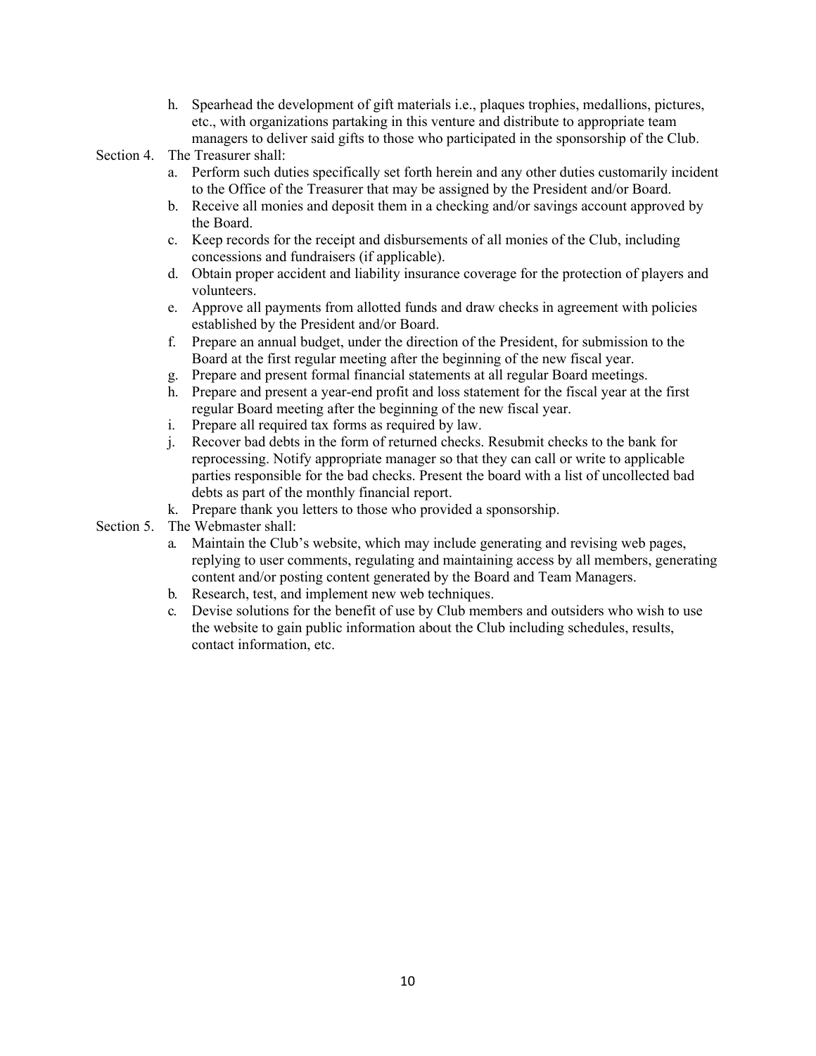h. Spearhead the development of gift materials i.e., plaques trophies, medallions, pictures, etc., with organizations partaking in this venture and distribute to appropriate team managers to deliver said gifts to those who participated in the sponsorship of the Club.

Section 4. The Treasurer shall:

a. Perform such duties specifically set forth herein and any other duties customarily incident to the Office of the Treasurer that may be assigned by the President and/or Board.
b. Receive all monies and deposit them in a checking and/or savings account approved by the Board.
c. Keep records for the receipt and disbursements of all monies of the Club, including concessions and fundraisers (if applicable).
d. Obtain proper accident and liability insurance coverage for the protection of players and volunteers.
e. Approve all payments from allotted funds and draw checks in agreement with policies established by the President and/or Board.
f. Prepare an annual budget, under the direction of the President, for submission to the Board at the first regular meeting after the beginning of the new fiscal year.
g. Prepare and present formal financial statements at all regular Board meetings.
h. Prepare and present a year-end profit and loss statement for the fiscal year at the first regular Board meeting after the beginning of the new fiscal year.
i. Prepare all required tax forms as required by law.
j. Recover bad debts in the form of returned checks. Resubmit checks to the bank for reprocessing. Notify appropriate manager so that they can call or write to applicable parties responsible for the bad checks. Present the board with a list of uncollected bad debts as part of the monthly financial report.
k. Prepare thank you letters to those who provided a sponsorship.

Section 5. The Webmaster shall:

a. Maintain the Club's website, which may include generating and revising web pages, replying to user comments, regulating and maintaining access by all members, generating content and/or posting content generated by the Board and Team Managers.
b. Research, test, and implement new web techniques.
c. Devise solutions for the benefit of use by Club members and outsiders who wish to use the website to gain public information about the Club including schedules, results, contact information, etc.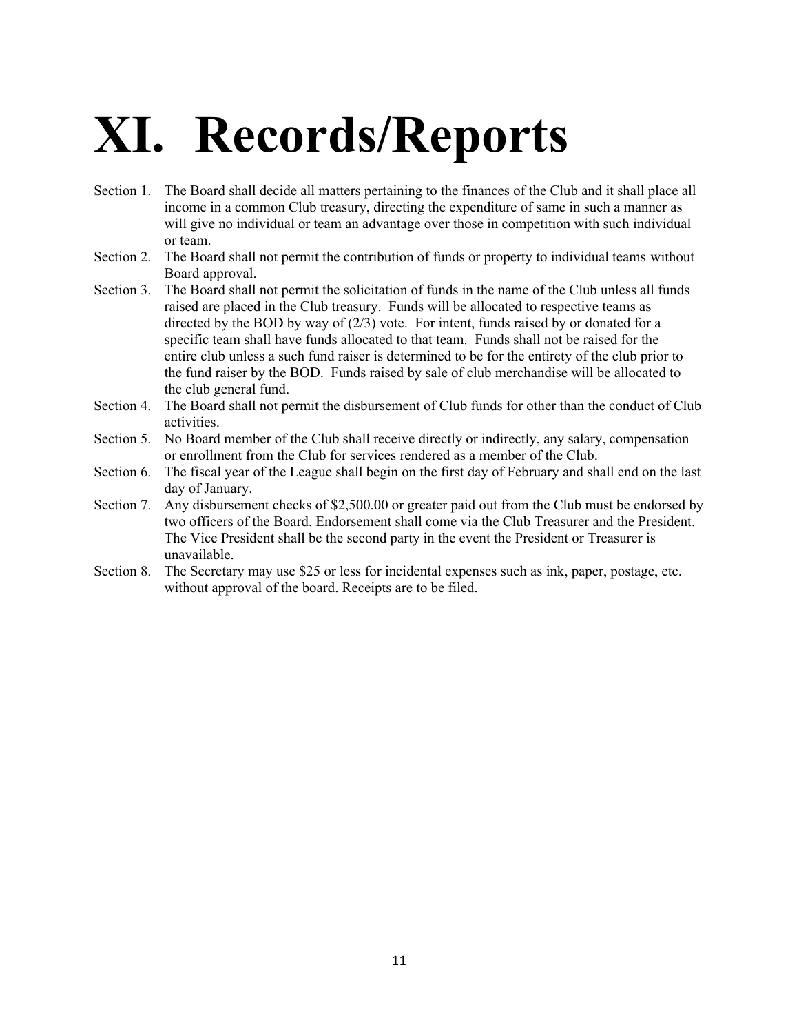# XI. Records/Reports

Section 1. The Board shall decide all matters pertaining to the finances of the Club and it shall place all income in a common Club treasury, directing the expenditure of same in such a manner as will give no individual or team an advantage over those in competition with such individual or team.

Section 2. The Board shall not permit the contribution of funds or property to individual teams without Board approval.

Section 3. The Board shall not permit the solicitation of funds in the name of the Club unless all funds raised are placed in the Club treasury. Funds will be allocated to respective teams as directed by the BOD by way of (2/3) vote. For intent, funds raised by or donated for a specific team shall have funds allocated to that team. Funds shall not be raised for the entire club unless a such fund raiser is determined to be for the entirety of the club prior to the fund raiser by the BOD. Funds raised by sale of club merchandise will be allocated to the club general fund.

Section 4. The Board shall not permit the disbursement of Club funds for other than the conduct of Club activities.

Section 5. No Board member of the Club shall receive directly or indirectly, any salary, compensation or enrollment from the Club for services rendered as a member of the Club.

Section 6. The fiscal year of the League shall begin on the first day of February and shall end on the last day of January.

Section 7. Any disbursement checks of $2,500.00 or greater paid out from the Club must be endorsed by two officers of the Board. Endorsement shall come via the Club Treasurer and the President. The Vice President shall be the second party in the event the President or Treasurer is unavailable.

Section 8. The Secretary may use $25 or less for incidental expenses such as ink, paper, postage, etc. without approval of the board. Receipts are to be filed.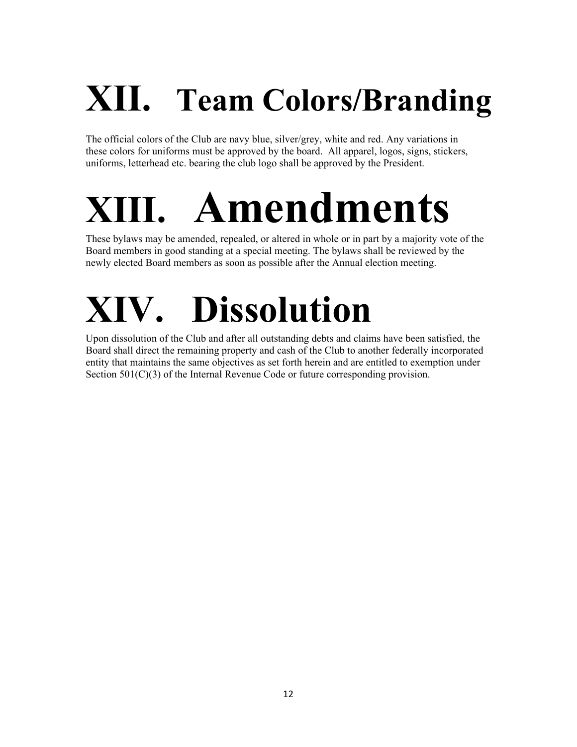# XII. Team Colors/Branding

The official colors of the Club are navy blue, silver/grey, white and red. Any variations in these colors for uniforms must be approved by the board. All apparel, logos, signs, stickers, uniforms, letterhead etc. bearing the club logo shall be approved by the President.

# XIII. Amendments

These bylaws may be amended, repealed, or altered in whole or in part by a majority vote of the Board members in good standing at a special meeting. The bylaws shall be reviewed by the newly elected Board members as soon as possible after the Annual election meeting.

# XIV. Dissolution

Upon dissolution of the Club and after all outstanding debts and claims have been satisfied, the Board shall direct the remaining property and cash of the Club to another federally incorporated entity that maintains the same objectives as set forth herein and are entitled to exemption under Section 501(C)(3) of the Internal Revenue Code or future corresponding provision.